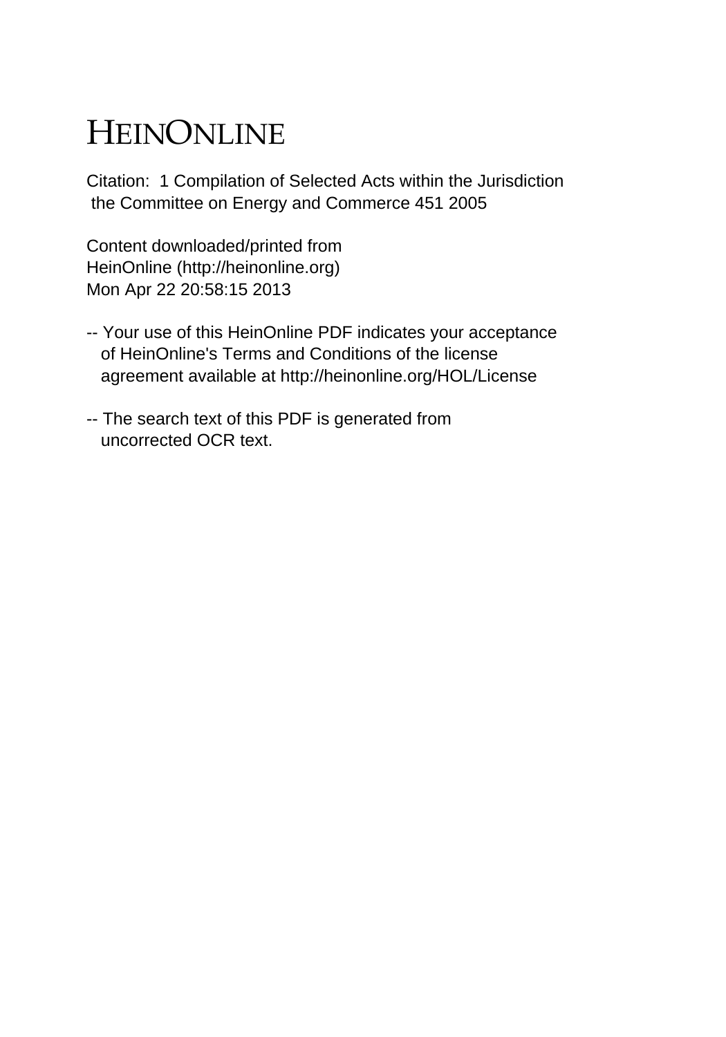# HEINONLINE

Citation: 1 Compilation of Selected Acts within the Jurisdiction
the Committee on Energy and Commerce 451 2005

Content downloaded/printed from
HeinOnline (http://heinonline.org)
Mon Apr 22 20:58:15 2013

-- Your use of this HeinOnline PDF indicates your acceptance
of HeinOnline's Terms and Conditions of the license
agreement available at http://heinonline.org/HOL/License

-- The search text of this PDF is generated from
uncorrected OCR text.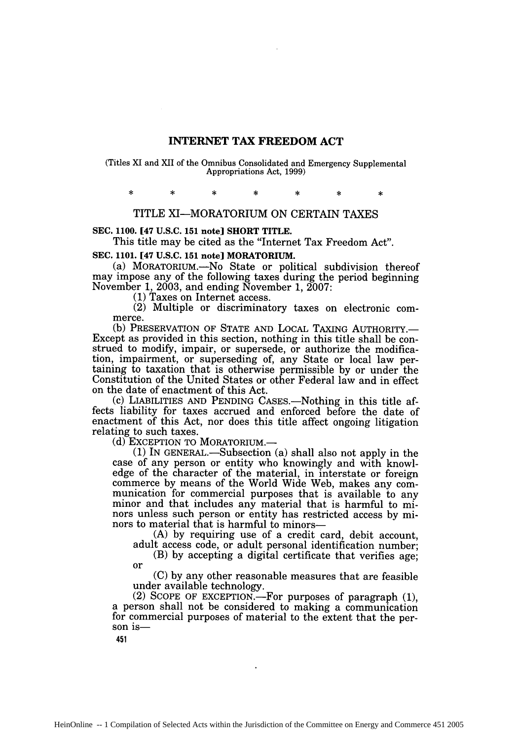# INTERNET TAX FREEDOM ACT

(Titles XI and XII of the Omnibus Consolidated and Emergency Supplemental Appropriations Act, 1999)

\* \* \* \* \* \* \*

## TITLE XI—MORATORIUM ON CERTAIN TAXES

**SEC. 1100. [47 U.S.C. 151 note] SHORT TITLE.**

This title may be cited as the "Internet Tax Freedom Act".

**SEC. 1101. [47 U.S.C. 151 note] MORATORIUM.**

(a) MORATORIUM.—No State or political subdivision thereof may impose any of the following taxes during the period beginning November 1, 2003, and ending November 1, 2007:

(1) Taxes on Internet access.

(2) Multiple or discriminatory taxes on electronic commerce.

(b) PRESERVATION OF STATE AND LOCAL TAXING AUTHORITY.—Except as provided in this section, nothing in this title shall be construed to modify, impair, or supersede, or authorize the modification, impairment, or superseding of, any State or local law pertaining to taxation that is otherwise permissible by or under the Constitution of the United States or other Federal law and in effect on the date of enactment of this Act.

(c) LIABILITIES AND PENDING CASES.—Nothing in this title affects liability for taxes accrued and enforced before the date of enactment of this Act, nor does this title affect ongoing litigation relating to such taxes.

(d) EXCEPTION TO MORATORIUM.—

(1) IN GENERAL.—Subsection (a) shall also not apply in the case of any person or entity who knowingly and with knowledge of the character of the material, in interstate or foreign commerce by means of the World Wide Web, makes any communication for commercial purposes that is available to any minor and that includes any material that is harmful to minors unless such person or entity has restricted access by minors to material that is harmful to minors—

(A) by requiring use of a credit card, debit account, adult access code, or adult personal identification number;

(B) by accepting a digital certificate that verifies age; or

(C) by any other reasonable measures that are feasible under available technology.

(2) SCOPE OF EXCEPTION.—For purposes of paragraph (1), a person shall not be considered to making a communication for commercial purposes of material to the extent that the person is—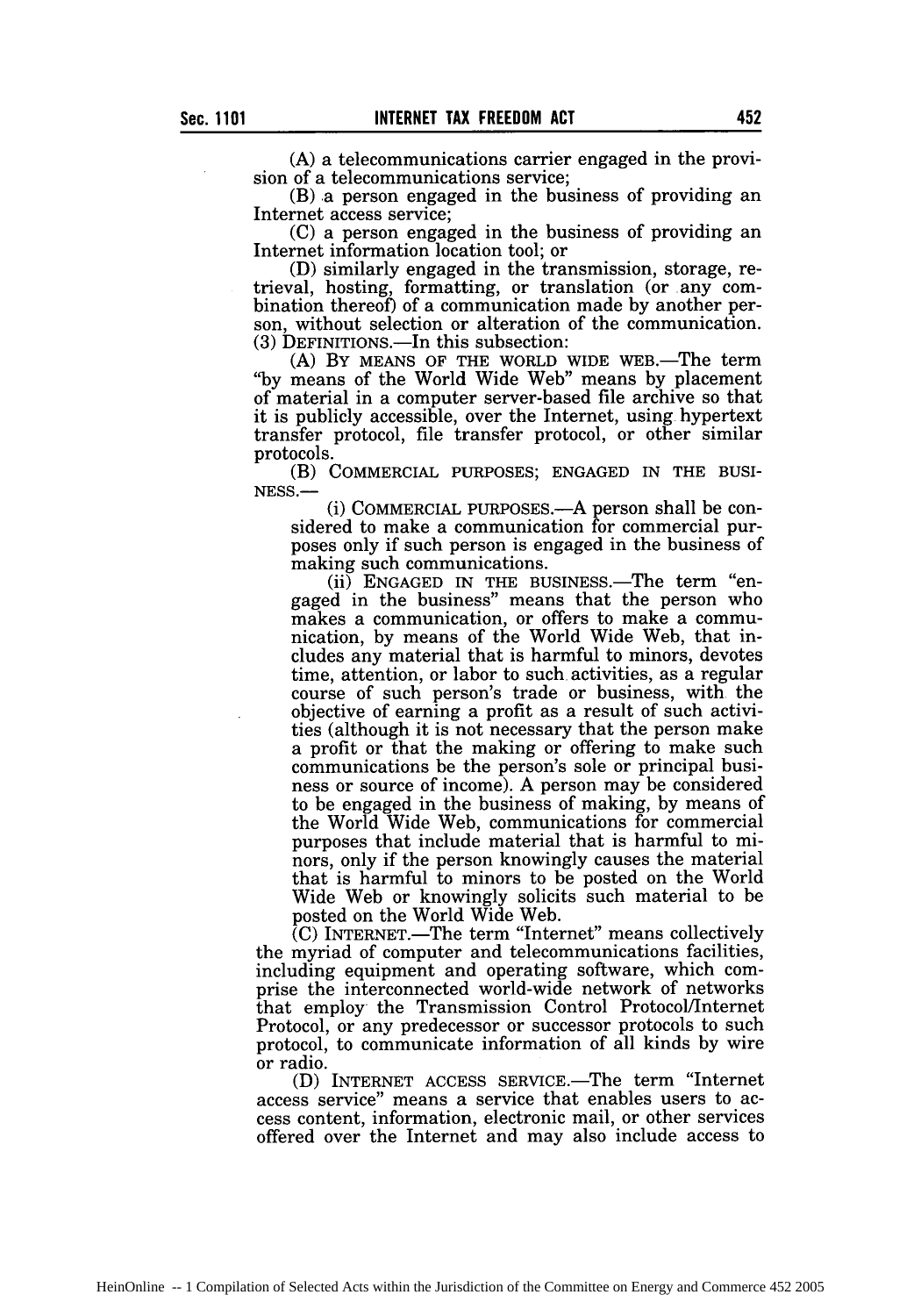(A) a telecommunications carrier engaged in the provision of a telecommunications service;

(B) a person engaged in the business of providing an Internet access service;

(C) a person engaged in the business of providing an Internet information location tool; or

(D) similarly engaged in the transmission, storage, retrieval, hosting, formatting, or translation (or any combination thereof) of a communication made by another person, without selection or alteration of the communication.

(3) DEFINITIONS.—In this subsection:

(A) BY MEANS OF THE WORLD WIDE WEB.—The term "by means of the World Wide Web" means by placement of material in a computer server-based file archive so that it is publicly accessible, over the Internet, using hypertext transfer protocol, file transfer protocol, or other similar protocols.

(B) COMMERCIAL PURPOSES; ENGAGED IN THE BUSINESS.—

(i) COMMERCIAL PURPOSES.—A person shall be considered to make a communication for commercial purposes only if such person is engaged in the business of making such communications.

(ii) ENGAGED IN THE BUSINESS.—The term "engaged in the business" means that the person who makes a communication, or offers to make a communication, by means of the World Wide Web, that includes any material that is harmful to minors, devotes time, attention, or labor to such activities, as a regular course of such person's trade or business, with the objective of earning a profit as a result of such activities (although it is not necessary that the person make a profit or that the making or offering to make such communications be the person's sole or principal business or source of income). A person may be considered to be engaged in the business of making, by means of the World Wide Web, communications for commercial purposes that include material that is harmful to minors, only if the person knowingly causes the material that is harmful to minors to be posted on the World Wide Web or knowingly solicits such material to be posted on the World Wide Web.

(C) INTERNET.—The term "Internet" means collectively the myriad of computer and telecommunications facilities, including equipment and operating software, which comprise the interconnected world-wide network of networks that employ the Transmission Control Protocol/Internet Protocol, or any predecessor or successor protocols to such protocol, to communicate information of all kinds by wire or radio.

(D) INTERNET ACCESS SERVICE.—The term "Internet access service" means a service that enables users to access content, information, electronic mail, or other services offered over the Internet and may also include access to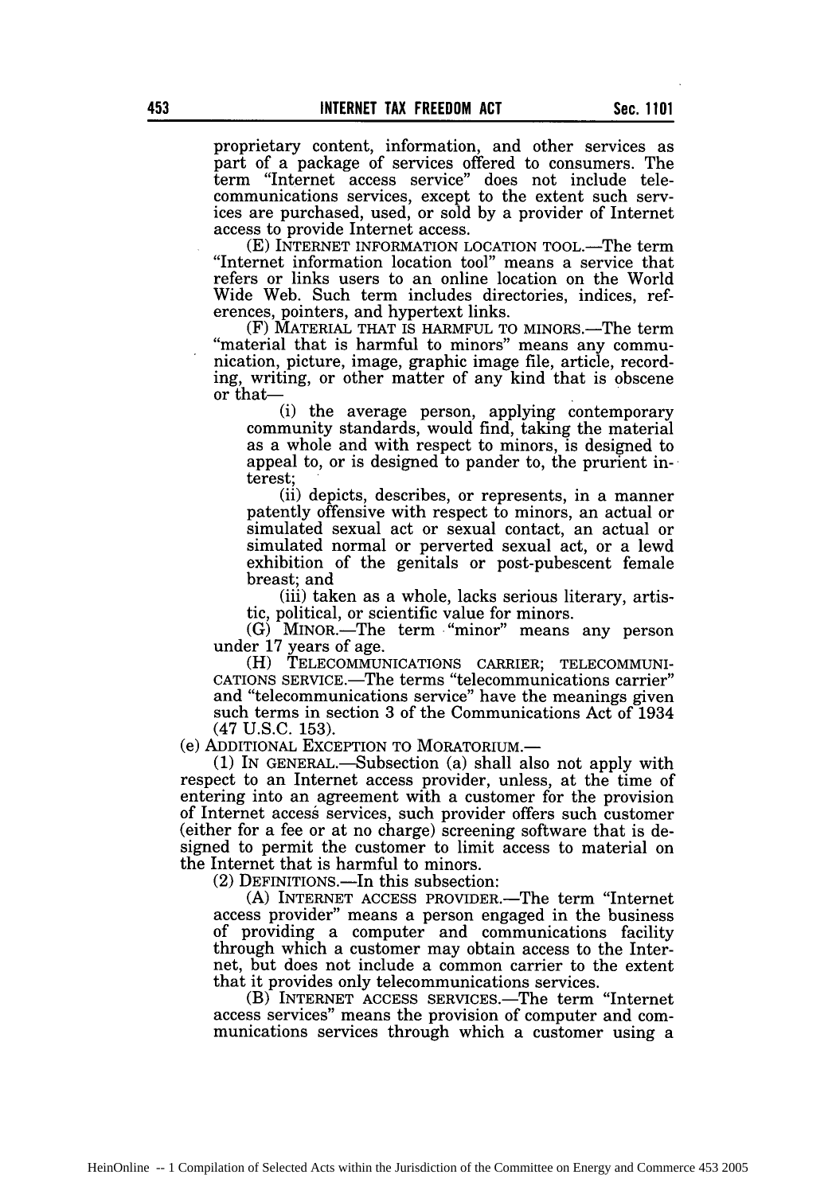proprietary content, information, and other services as part of a package of services offered to consumers. The term "Internet access service" does not include telecommunications services, except to the extent such services are purchased, used, or sold by a provider of Internet access to provide Internet access.

(E) INTERNET INFORMATION LOCATION TOOL.—The term "Internet information location tool" means a service that refers or links users to an online location on the World Wide Web. Such term includes directories, indices, references, pointers, and hypertext links.

(F) MATERIAL THAT IS HARMFUL TO MINORS.—The term "material that is harmful to minors" means any communication, picture, image, graphic image file, article, recording, writing, or other matter of any kind that is obscene or that—

(i) the average person, applying contemporary community standards, would find, taking the material as a whole and with respect to minors, is designed to appeal to, or is designed to pander to, the prurient interest;

(ii) depicts, describes, or represents, in a manner patently offensive with respect to minors, an actual or simulated sexual act or sexual contact, an actual or simulated normal or perverted sexual act, or a lewd exhibition of the genitals or post-pubescent female breast; and

(iii) taken as a whole, lacks serious literary, artistic, political, or scientific value for minors.

(G) MINOR.—The term "minor" means any person under 17 years of age.

(H) TELECOMMUNICATIONS CARRIER; TELECOMMUNICATIONS SERVICE.—The terms "telecommunications carrier" and "telecommunications service" have the meanings given such terms in section 3 of the Communications Act of 1934 (47 U.S.C. 153).

(e) ADDITIONAL EXCEPTION TO MORATORIUM.—

(1) IN GENERAL.—Subsection (a) shall also not apply with respect to an Internet access provider, unless, at the time of entering into an agreement with a customer for the provision of Internet access services, such provider offers such customer (either for a fee or at no charge) screening software that is designed to permit the customer to limit access to material on the Internet that is harmful to minors.

(2) DEFINITIONS.—In this subsection:

(A) INTERNET ACCESS PROVIDER.—The term "Internet access provider" means a person engaged in the business of providing a computer and communications facility through which a customer may obtain access to the Internet, but does not include a common carrier to the extent that it provides only telecommunications services.

(B) INTERNET ACCESS SERVICES.—The term "Internet access services" means the provision of computer and communications services through which a customer using a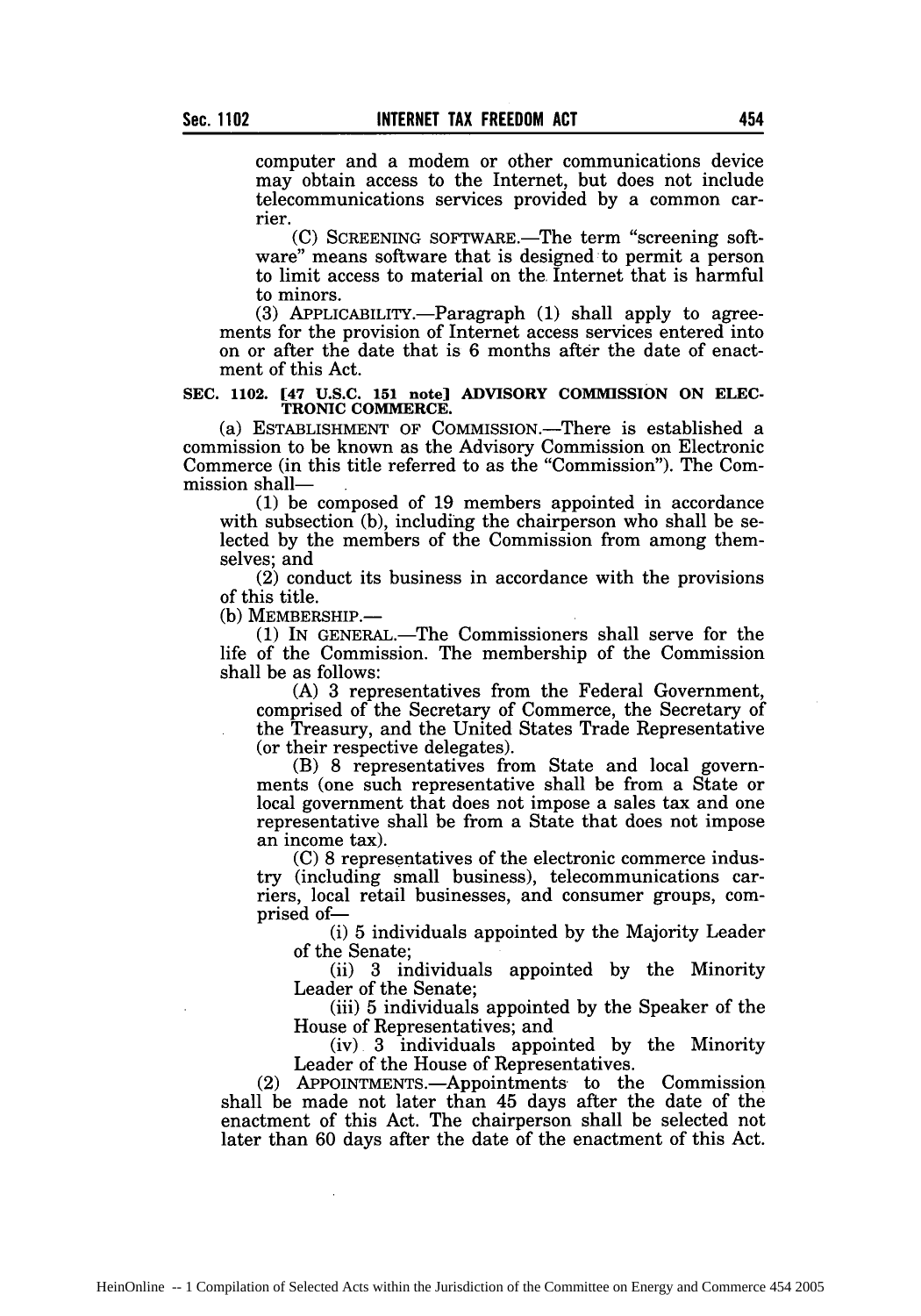computer and a modem or other communications device may obtain access to the Internet, but does not include telecommunications services provided by a common carrier.

(C) SCREENING SOFTWARE.—The term "screening software" means software that is designed to permit a person to limit access to material on the Internet that is harmful to minors.

(3) APPLICABILITY.—Paragraph (1) shall apply to agreements for the provision of Internet access services entered into on or after the date that is 6 months after the date of enactment of this Act.

**SEC. 1102. [47 U.S.C. 151 note] ADVISORY COMMISSION ON ELECTRONIC COMMERCE.**

(a) ESTABLISHMENT OF COMMISSION.—There is established a commission to be known as the Advisory Commission on Electronic Commerce (in this title referred to as the "Commission"). The Commission shall—

(1) be composed of 19 members appointed in accordance with subsection (b), including the chairperson who shall be selected by the members of the Commission from among themselves; and

(2) conduct its business in accordance with the provisions of this title.

(b) MEMBERSHIP.—

(1) IN GENERAL.—The Commissioners shall serve for the life of the Commission. The membership of the Commission shall be as follows:

(A) 3 representatives from the Federal Government, comprised of the Secretary of Commerce, the Secretary of the Treasury, and the United States Trade Representative (or their respective delegates).

(B) 8 representatives from State and local governments (one such representative shall be from a State or local government that does not impose a sales tax and one representative shall be from a State that does not impose an income tax).

(C) 8 representatives of the electronic commerce industry (including small business), telecommunications carriers, local retail businesses, and consumer groups, comprised of—

(i) 5 individuals appointed by the Majority Leader of the Senate;

(ii) 3 individuals appointed by the Minority Leader of the Senate;

(iii) 5 individuals appointed by the Speaker of the House of Representatives; and

(iv) 3 individuals appointed by the Minority Leader of the House of Representatives.

(2) APPOINTMENTS.—Appointments to the Commission shall be made not later than 45 days after the date of the enactment of this Act. The chairperson shall be selected not later than 60 days after the date of the enactment of this Act.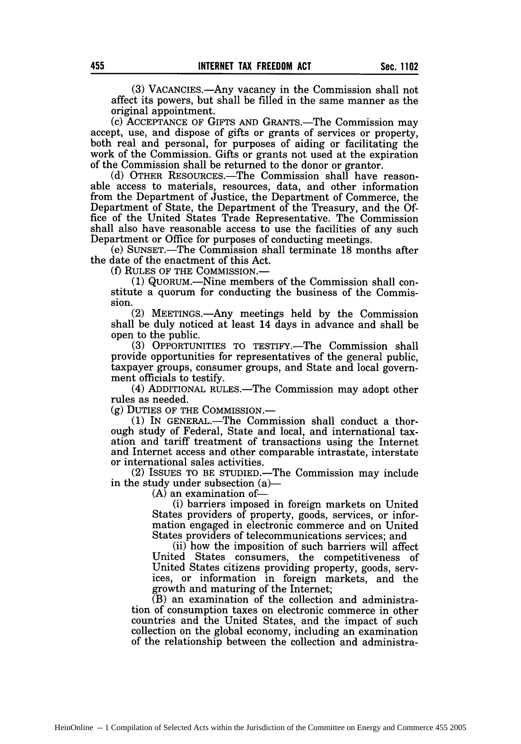(3) VACANCIES.—Any vacancy in the Commission shall not affect its powers, but shall be filled in the same manner as the original appointment.

(c) ACCEPTANCE OF GIFTS AND GRANTS.—The Commission may accept, use, and dispose of gifts or grants of services or property, both real and personal, for purposes of aiding or facilitating the work of the Commission. Gifts or grants not used at the expiration of the Commission shall be returned to the donor or grantor.

(d) OTHER RESOURCES.—The Commission shall have reasonable access to materials, resources, data, and other information from the Department of Justice, the Department of Commerce, the Department of State, the Department of the Treasury, and the Office of the United States Trade Representative. The Commission shall also have reasonable access to use the facilities of any such Department or Office for purposes of conducting meetings.

(e) SUNSET.—The Commission shall terminate 18 months after the date of the enactment of this Act.

(f) RULES OF THE COMMISSION.—

(1) QUORUM.—Nine members of the Commission shall constitute a quorum for conducting the business of the Commission.

(2) MEETINGS.—Any meetings held by the Commission shall be duly noticed at least 14 days in advance and shall be open to the public.

(3) OPPORTUNITIES TO TESTIFY.—The Commission shall provide opportunities for representatives of the general public, taxpayer groups, consumer groups, and State and local government officials to testify.

(4) ADDITIONAL RULES.—The Commission may adopt other rules as needed.

(g) DUTIES OF THE COMMISSION.—

(1) IN GENERAL.—The Commission shall conduct a thorough study of Federal, State and local, and international taxation and tariff treatment of transactions using the Internet and Internet access and other comparable intrastate, interstate or international sales activities.

(2) ISSUES TO BE STUDIED.—The Commission may include in the study under subsection (a)—

(A) an examination of—

(i) barriers imposed in foreign markets on United States providers of property, goods, services, or information engaged in electronic commerce and on United States providers of telecommunications services; and

(ii) how the imposition of such barriers will affect United States consumers, the competitiveness of United States citizens providing property, goods, services, or information in foreign markets, and the growth and maturing of the Internet;

(B) an examination of the collection and administration of consumption taxes on electronic commerce in other countries and the United States, and the impact of such collection on the global economy, including an examination of the relationship between the collection and administra-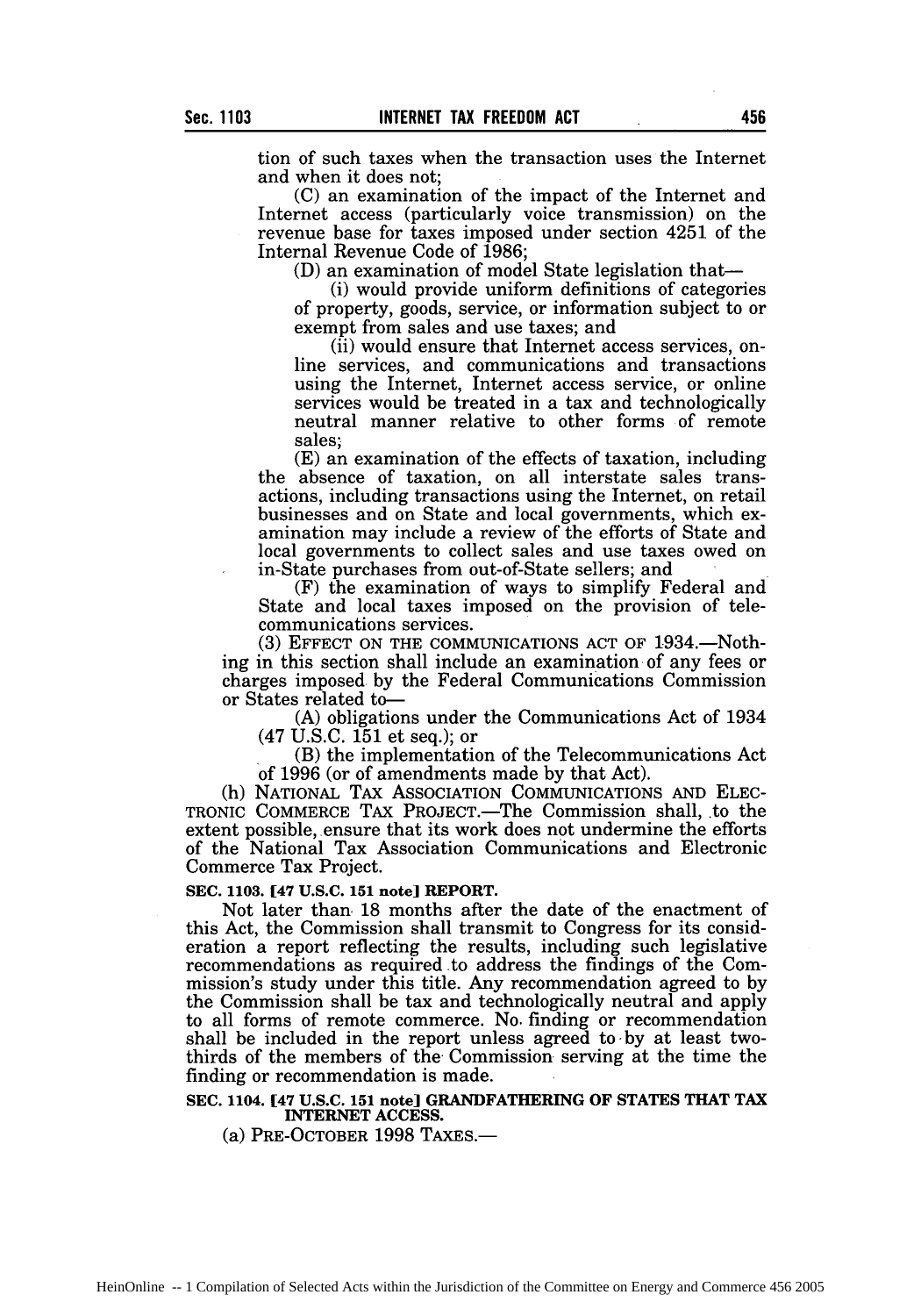tion of such taxes when the transaction uses the Internet and when it does not;

(C) an examination of the impact of the Internet and Internet access (particularly voice transmission) on the revenue base for taxes imposed under section 4251 of the Internal Revenue Code of 1986;

(D) an examination of model State legislation that—

(i) would provide uniform definitions of categories of property, goods, service, or information subject to or exempt from sales and use taxes; and

(ii) would ensure that Internet access services, online services, and communications and transactions using the Internet, Internet access service, or online services would be treated in a tax and technologically neutral manner relative to other forms of remote sales;

(E) an examination of the effects of taxation, including the absence of taxation, on all interstate sales transactions, including transactions using the Internet, on retail businesses and on State and local governments, which examination may include a review of the efforts of State and local governments to collect sales and use taxes owed on in-State purchases from out-of-State sellers; and

(F) the examination of ways to simplify Federal and State and local taxes imposed on the provision of telecommunications services.

(3) EFFECT ON THE COMMUNICATIONS ACT OF 1934.—Nothing in this section shall include an examination of any fees or charges imposed by the Federal Communications Commission or States related to—

(A) obligations under the Communications Act of 1934 (47 U.S.C. 151 et seq.); or

(B) the implementation of the Telecommunications Act of 1996 (or of amendments made by that Act).

(h) NATIONAL TAX ASSOCIATION COMMUNICATIONS AND ELECTRONIC COMMERCE TAX PROJECT.—The Commission shall, to the extent possible, ensure that its work does not undermine the efforts of the National Tax Association Communications and Electronic Commerce Tax Project.

**SEC. 1103. [47 U.S.C. 151 note] REPORT.**

Not later than 18 months after the date of the enactment of this Act, the Commission shall transmit to Congress for its consideration a report reflecting the results, including such legislative recommendations as required to address the findings of the Commission's study under this title. Any recommendation agreed to by the Commission shall be tax and technologically neutral and apply to all forms of remote commerce. No finding or recommendation shall be included in the report unless agreed to by at least two-thirds of the members of the Commission serving at the time the finding or recommendation is made.

**SEC. 1104. [47 U.S.C. 151 note] GRANDFATHERING OF STATES THAT TAX INTERNET ACCESS.**

(a) PRE-OCTOBER 1998 TAXES.—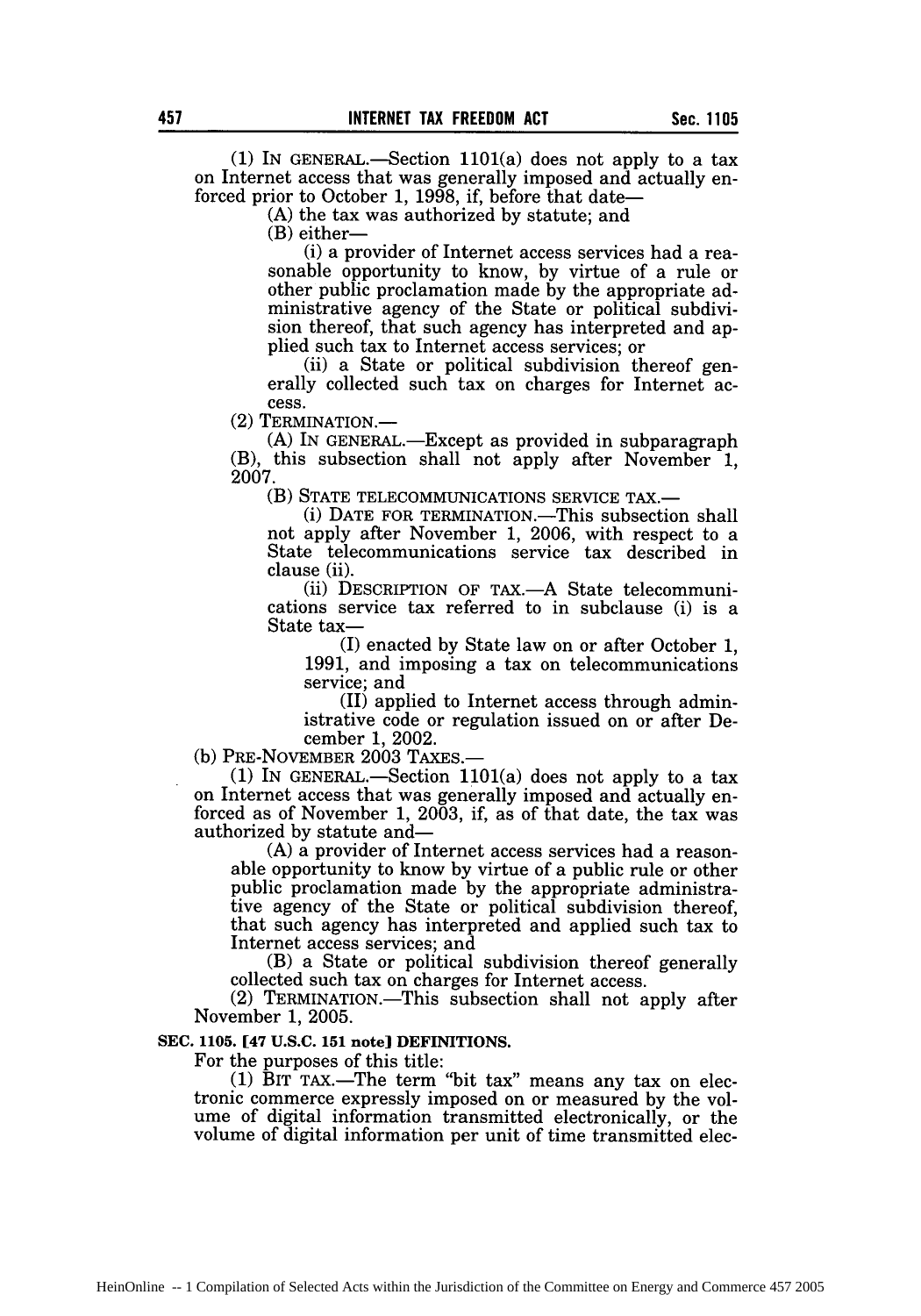(1) IN GENERAL.—Section 1101(a) does not apply to a tax on Internet access that was generally imposed and actually enforced prior to October 1, 1998, if, before that date—

(A) the tax was authorized by statute; and

(B) either—

(i) a provider of Internet access services had a reasonable opportunity to know, by virtue of a rule or other public proclamation made by the appropriate administrative agency of the State or political subdivision thereof, that such agency has interpreted and applied such tax to Internet access services; or

(ii) a State or political subdivision thereof generally collected such tax on charges for Internet access.

(2) TERMINATION.—

(A) IN GENERAL.—Except as provided in subparagraph (B), this subsection shall not apply after November 1, 2007.

(B) STATE TELECOMMUNICATIONS SERVICE TAX.—

(i) DATE FOR TERMINATION.—This subsection shall not apply after November 1, 2006, with respect to a State telecommunications service tax described in clause (ii).

(ii) DESCRIPTION OF TAX.—A State telecommunications service tax referred to in subclause (i) is a State tax—

(I) enacted by State law on or after October 1, 1991, and imposing a tax on telecommunications service; and

(II) applied to Internet access through administrative code or regulation issued on or after December 1, 2002.

(b) PRE-NOVEMBER 2003 TAXES.—

(1) IN GENERAL.—Section 1101(a) does not apply to a tax on Internet access that was generally imposed and actually enforced as of November 1, 2003, if, as of that date, the tax was authorized by statute and—

(A) a provider of Internet access services had a reasonable opportunity to know by virtue of a public rule or other public proclamation made by the appropriate administrative agency of the State or political subdivision thereof, that such agency has interpreted and applied such tax to Internet access services; and

(B) a State or political subdivision thereof generally collected such tax on charges for Internet access.

(2) TERMINATION.—This subsection shall not apply after November 1, 2005.

**SEC. 1105. [47 U.S.C. 151 note] DEFINITIONS.**

For the purposes of this title:

(1) BIT TAX.—The term "bit tax" means any tax on electronic commerce expressly imposed on or measured by the volume of digital information transmitted electronically, or the volume of digital information per unit of time transmitted elec-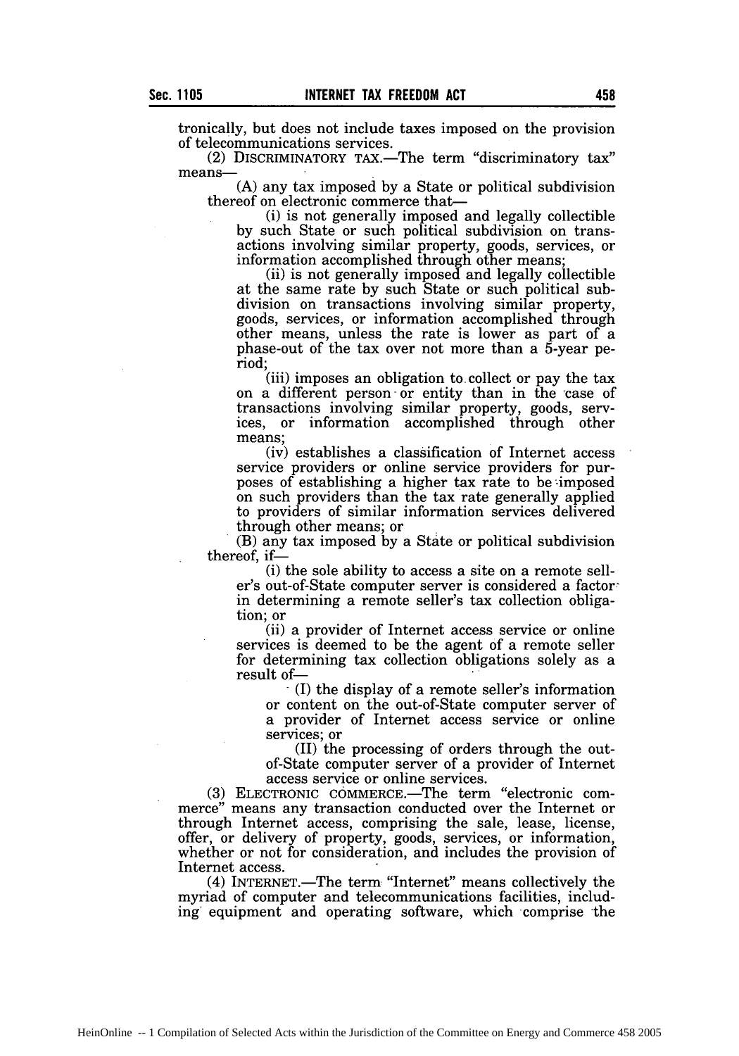tronically, but does not include taxes imposed on the provision of telecommunications services.

(2) DISCRIMINATORY TAX.—The term "discriminatory tax" means—

(A) any tax imposed by a State or political subdivision thereof on electronic commerce that—

(i) is not generally imposed and legally collectible by such State or such political subdivision on transactions involving similar property, goods, services, or information accomplished through other means;

(ii) is not generally imposed and legally collectible at the same rate by such State or such political subdivision on transactions involving similar property, goods, services, or information accomplished through other means, unless the rate is lower as part of a phase-out of the tax over not more than a 5-year period;

(iii) imposes an obligation to collect or pay the tax on a different person or entity than in the case of transactions involving similar property, goods, services, or information accomplished through other means;

(iv) establishes a classification of Internet access service providers or online service providers for purposes of establishing a higher tax rate to be imposed on such providers than the tax rate generally applied to providers of similar information services delivered through other means; or

(B) any tax imposed by a State or political subdivision thereof, if—

(i) the sole ability to access a site on a remote seller's out-of-State computer server is considered a factor in determining a remote seller's tax collection obligation; or

(ii) a provider of Internet access service or online services is deemed to be the agent of a remote seller for determining tax collection obligations solely as a result of—

(I) the display of a remote seller's information or content on the out-of-State computer server of a provider of Internet access service or online services; or

(II) the processing of orders through the out-of-State computer server of a provider of Internet access service or online services.

(3) ELECTRONIC COMMERCE.—The term "electronic commerce" means any transaction conducted over the Internet or through Internet access, comprising the sale, lease, license, offer, or delivery of property, goods, services, or information, whether or not for consideration, and includes the provision of Internet access.

(4) INTERNET.—The term "Internet" means collectively the myriad of computer and telecommunications facilities, including equipment and operating software, which comprise the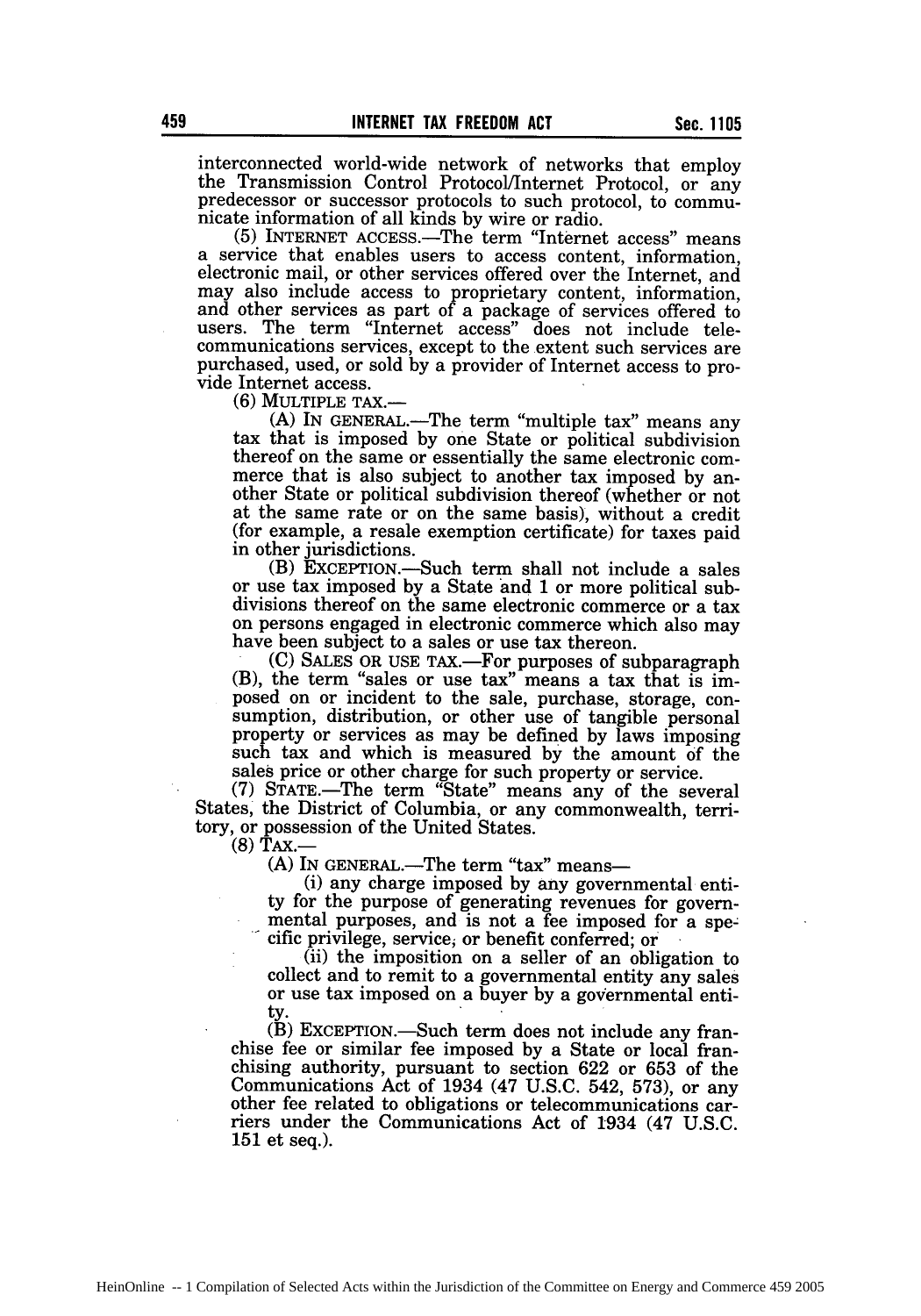interconnected world-wide network of networks that employ the Transmission Control Protocol/Internet Protocol, or any predecessor or successor protocols to such protocol, to communicate information of all kinds by wire or radio.

(5) INTERNET ACCESS.—The term "Internet access" means a service that enables users to access content, information, electronic mail, or other services offered over the Internet, and may also include access to proprietary content, information, and other services as part of a package of services offered to users. The term "Internet access" does not include telecommunications services, except to the extent such services are purchased, used, or sold by a provider of Internet access to provide Internet access.

(6) MULTIPLE TAX.—

(A) IN GENERAL.—The term "multiple tax" means any tax that is imposed by one State or political subdivision thereof on the same or essentially the same electronic commerce that is also subject to another tax imposed by another State or political subdivision thereof (whether or not at the same rate or on the same basis), without a credit (for example, a resale exemption certificate) for taxes paid in other jurisdictions.

(B) EXCEPTION.—Such term shall not include a sales or use tax imposed by a State and 1 or more political subdivisions thereof on the same electronic commerce or a tax on persons engaged in electronic commerce which also may have been subject to a sales or use tax thereon.

(C) SALES OR USE TAX.—For purposes of subparagraph (B), the term "sales or use tax" means a tax that is imposed on or incident to the sale, purchase, storage, consumption, distribution, or other use of tangible personal property or services as may be defined by laws imposing such tax and which is measured by the amount of the sales price or other charge for such property or service.

(7) STATE.—The term "State" means any of the several States, the District of Columbia, or any commonwealth, territory, or possession of the United States.

(8) TAX.—

(A) IN GENERAL.—The term "tax" means—

(i) any charge imposed by any governmental entity for the purpose of generating revenues for governmental purposes, and is not a fee imposed for a specific privilege, service, or benefit conferred; or

(ii) the imposition on a seller of an obligation to collect and to remit to a governmental entity any sales or use tax imposed on a buyer by a governmental entity.

(B) EXCEPTION.—Such term does not include any franchise fee or similar fee imposed by a State or local franchising authority, pursuant to section 622 or 653 of the Communications Act of 1934 (47 U.S.C. 542, 573), or any other fee related to obligations or telecommunications carriers under the Communications Act of 1934 (47 U.S.C. 151 et seq.).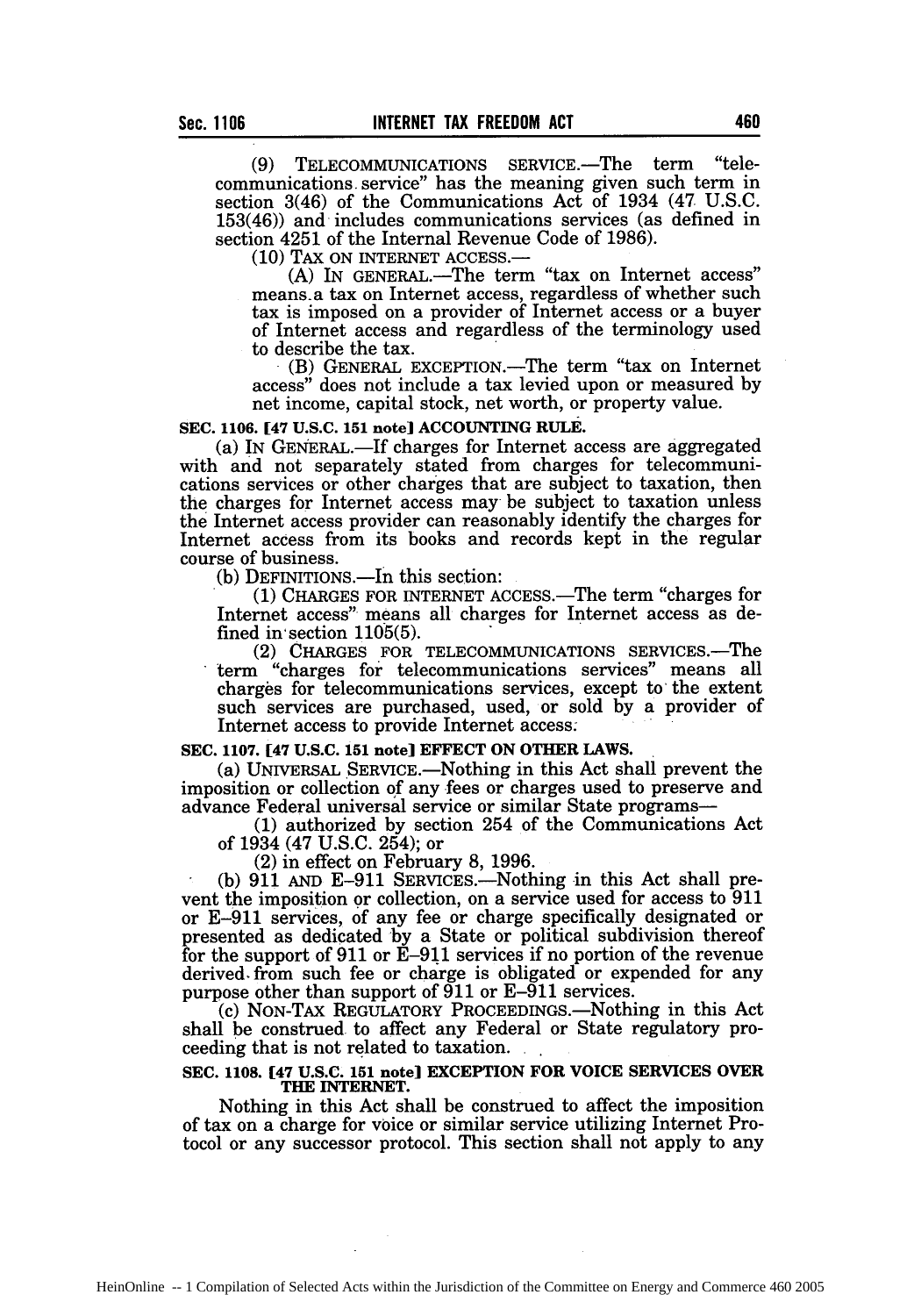(9) TELECOMMUNICATIONS SERVICE.—The term "telecommunications service" has the meaning given such term in section 3(46) of the Communications Act of 1934 (47 U.S.C. 153(46)) and includes communications services (as defined in section 4251 of the Internal Revenue Code of 1986).

(10) TAX ON INTERNET ACCESS.—

(A) IN GENERAL.—The term "tax on Internet access" means a tax on Internet access, regardless of whether such tax is imposed on a provider of Internet access or a buyer of Internet access and regardless of the terminology used to describe the tax.

(B) GENERAL EXCEPTION.—The term "tax on Internet access" does not include a tax levied upon or measured by net income, capital stock, net worth, or property value.

**SEC. 1106. [47 U.S.C. 151 note] ACCOUNTING RULE.**

(a) IN GENERAL.—If charges for Internet access are aggregated with and not separately stated from charges for telecommunications services or other charges that are subject to taxation, then the charges for Internet access may be subject to taxation unless the Internet access provider can reasonably identify the charges for Internet access from its books and records kept in the regular course of business.

(b) DEFINITIONS.—In this section:

(1) CHARGES FOR INTERNET ACCESS.—The term "charges for Internet access" means all charges for Internet access as defined in section 1105(5).

(2) CHARGES FOR TELECOMMUNICATIONS SERVICES.—The term "charges for telecommunications services" means all charges for telecommunications services, except to the extent such services are purchased, used, or sold by a provider of Internet access to provide Internet access.

**SEC. 1107. [47 U.S.C. 151 note] EFFECT ON OTHER LAWS.**

(a) UNIVERSAL SERVICE.—Nothing in this Act shall prevent the imposition or collection of any fees or charges used to preserve and advance Federal universal service or similar State programs—

(1) authorized by section 254 of the Communications Act of 1934 (47 U.S.C. 254); or

(2) in effect on February 8, 1996.

(b) 911 AND E-911 SERVICES.—Nothing in this Act shall prevent the imposition or collection, on a service used for access to 911 or E-911 services, of any fee or charge specifically designated or presented as dedicated by a State or political subdivision thereof for the support of 911 or E-911 services if no portion of the revenue derived from such fee or charge is obligated or expended for any purpose other than support of 911 or E-911 services.

(c) NON-TAX REGULATORY PROCEEDINGS.—Nothing in this Act shall be construed to affect any Federal or State regulatory proceeding that is not related to taxation.

**SEC. 1108. [47 U.S.C. 151 note] EXCEPTION FOR VOICE SERVICES OVER THE INTERNET.**

Nothing in this Act shall be construed to affect the imposition of tax on a charge for voice or similar service utilizing Internet Protocol or any successor protocol. This section shall not apply to any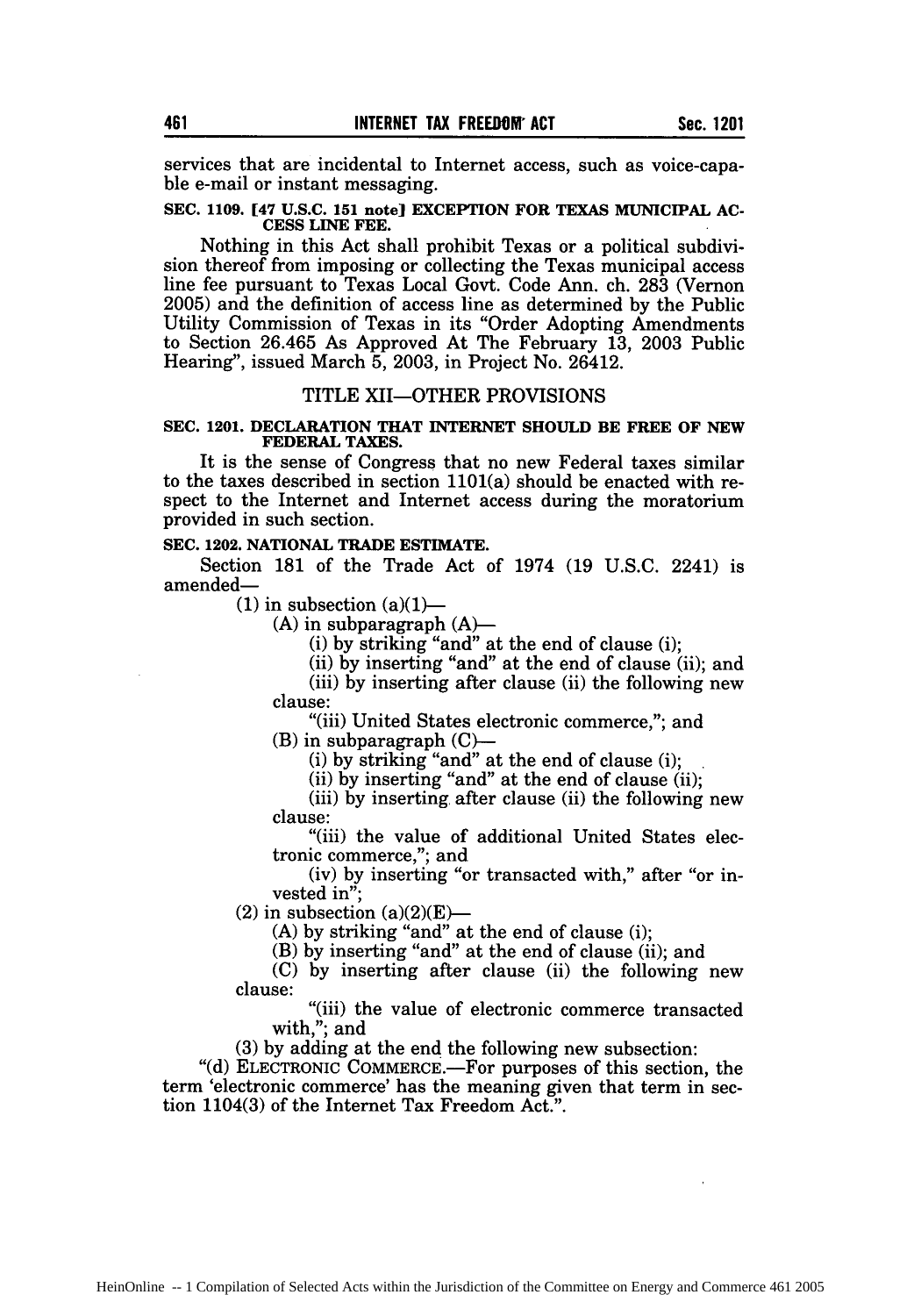services that are incidental to Internet access, such as voice-capable e-mail or instant messaging.

**SEC. 1109. [47 U.S.C. 151 note] EXCEPTION FOR TEXAS MUNICIPAL ACCESS LINE FEE.**

Nothing in this Act shall prohibit Texas or a political subdivision thereof from imposing or collecting the Texas municipal access line fee pursuant to Texas Local Govt. Code Ann. ch. 283 (Vernon 2005) and the definition of access line as determined by the Public Utility Commission of Texas in its "Order Adopting Amendments to Section 26.465 As Approved At The February 13, 2003 Public Hearing", issued March 5, 2003, in Project No. 26412.

## TITLE XII—OTHER PROVISIONS

**SEC. 1201. DECLARATION THAT INTERNET SHOULD BE FREE OF NEW FEDERAL TAXES.**

It is the sense of Congress that no new Federal taxes similar to the taxes described in section 1101(a) should be enacted with respect to the Internet and Internet access during the moratorium provided in such section.

**SEC. 1202. NATIONAL TRADE ESTIMATE.**

Section 181 of the Trade Act of 1974 (19 U.S.C. 2241) is amended—

(1) in subsection (a)(1)—

(A) in subparagraph (A)—

(i) by striking "and" at the end of clause (i);

(ii) by inserting "and" at the end of clause (ii); and

(iii) by inserting after clause (ii) the following new clause:

"(iii) United States electronic commerce,"; and

(B) in subparagraph (C)—

(i) by striking "and" at the end of clause (i);

(ii) by inserting "and" at the end of clause (ii);

(iii) by inserting after clause (ii) the following new clause:

"(iii) the value of additional United States electronic commerce,"; and

(iv) by inserting "or transacted with," after "or invested in";

(2) in subsection (a)(2)(E)—

(A) by striking "and" at the end of clause (i);

(B) by inserting "and" at the end of clause (ii); and

(C) by inserting after clause (ii) the following new clause:

"(iii) the value of electronic commerce transacted with,"; and

(3) by adding at the end the following new subsection:

"(d) ELECTRONIC COMMERCE.—For purposes of this section, the term 'electronic commerce' has the meaning given that term in section 1104(3) of the Internet Tax Freedom Act.".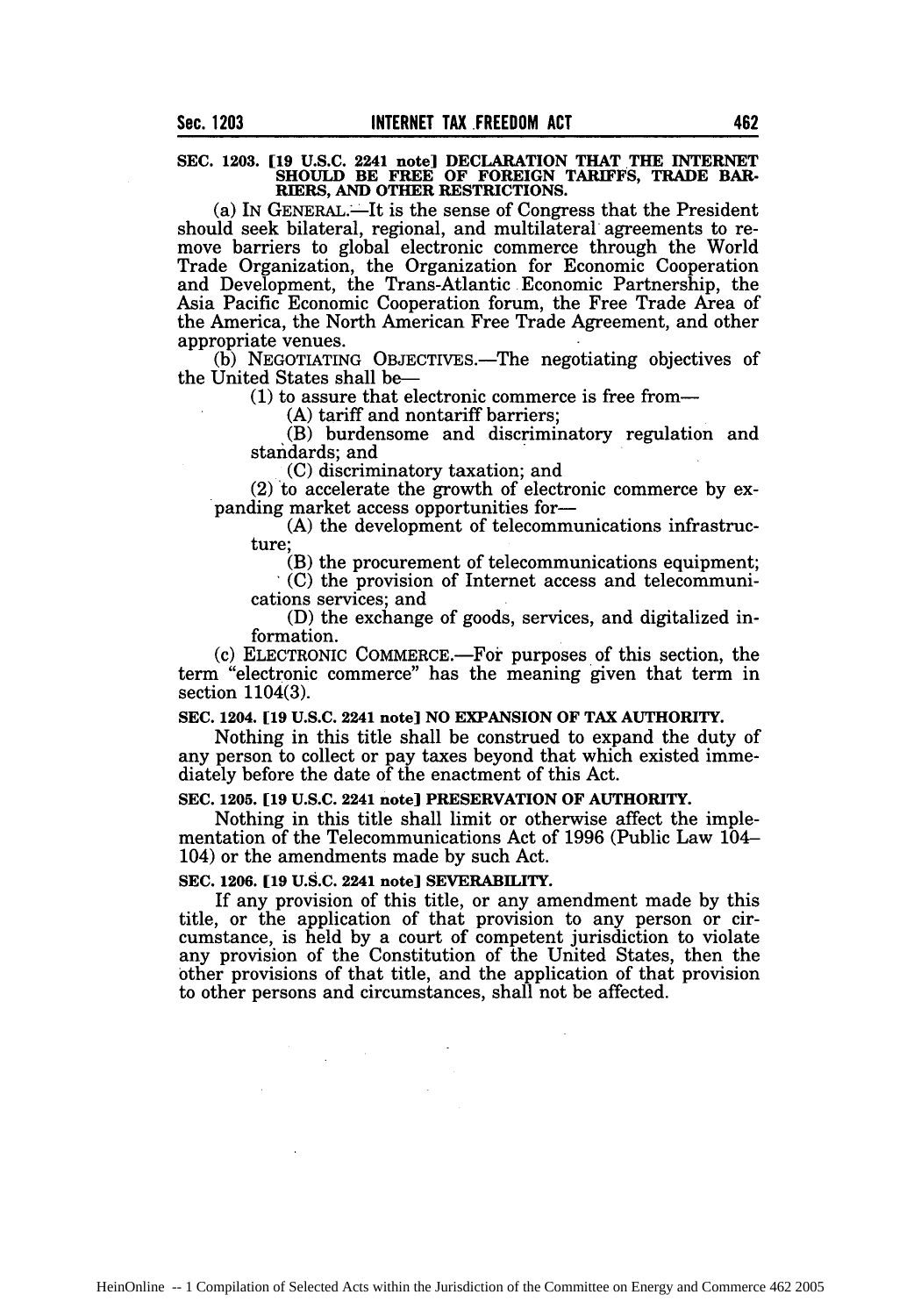**SEC. 1203. [19 U.S.C. 2241 note] DECLARATION THAT THE INTERNET SHOULD BE FREE OF FOREIGN TARIFFS, TRADE BARRIERS, AND OTHER RESTRICTIONS.**

(a) IN GENERAL.—It is the sense of Congress that the President should seek bilateral, regional, and multilateral agreements to remove barriers to global electronic commerce through the World Trade Organization, the Organization for Economic Cooperation and Development, the Trans-Atlantic Economic Partnership, the Asia Pacific Economic Cooperation forum, the Free Trade Area of the America, the North American Free Trade Agreement, and other appropriate venues.

(b) NEGOTIATING OBJECTIVES.—The negotiating objectives of the United States shall be—

(1) to assure that electronic commerce is free from—

(A) tariff and nontariff barriers;

(B) burdensome and discriminatory regulation and standards; and

(C) discriminatory taxation; and

(2) to accelerate the growth of electronic commerce by expanding market access opportunities for—

(A) the development of telecommunications infrastructure;

(B) the procurement of telecommunications equipment;

(C) the provision of Internet access and telecommunications services; and

(D) the exchange of goods, services, and digitalized information.

(c) ELECTRONIC COMMERCE.—For purposes of this section, the term "electronic commerce" has the meaning given that term in section 1104(3).

**SEC. 1204. [19 U.S.C. 2241 note] NO EXPANSION OF TAX AUTHORITY.**

Nothing in this title shall be construed to expand the duty of any person to collect or pay taxes beyond that which existed immediately before the date of the enactment of this Act.

**SEC. 1205. [19 U.S.C. 2241 note] PRESERVATION OF AUTHORITY.**

Nothing in this title shall limit or otherwise affect the implementation of the Telecommunications Act of 1996 (Public Law 104–104) or the amendments made by such Act.

**SEC. 1206. [19 U.S.C. 2241 note] SEVERABILITY.**

If any provision of this title, or any amendment made by this title, or the application of that provision to any person or circumstance, is held by a court of competent jurisdiction to violate any provision of the Constitution of the United States, then the other provisions of that title, and the application of that provision to other persons and circumstances, shall not be affected.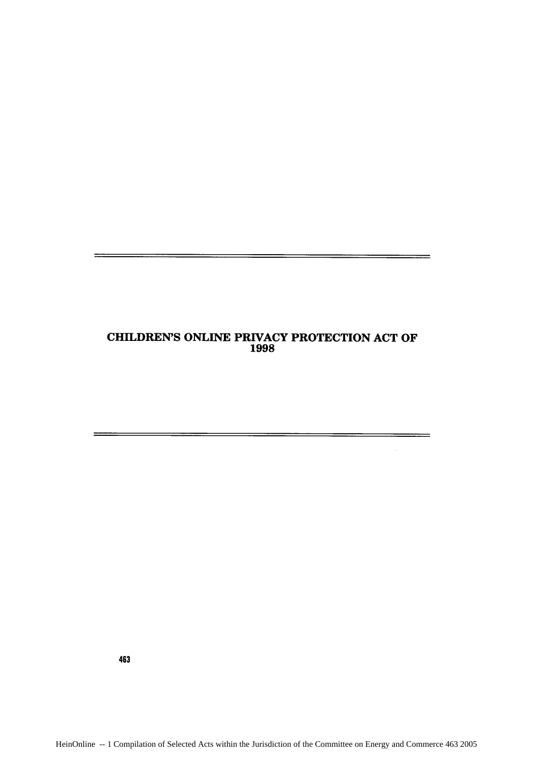# CHILDREN'S ONLINE PRIVACY PROTECTION ACT OF 1998